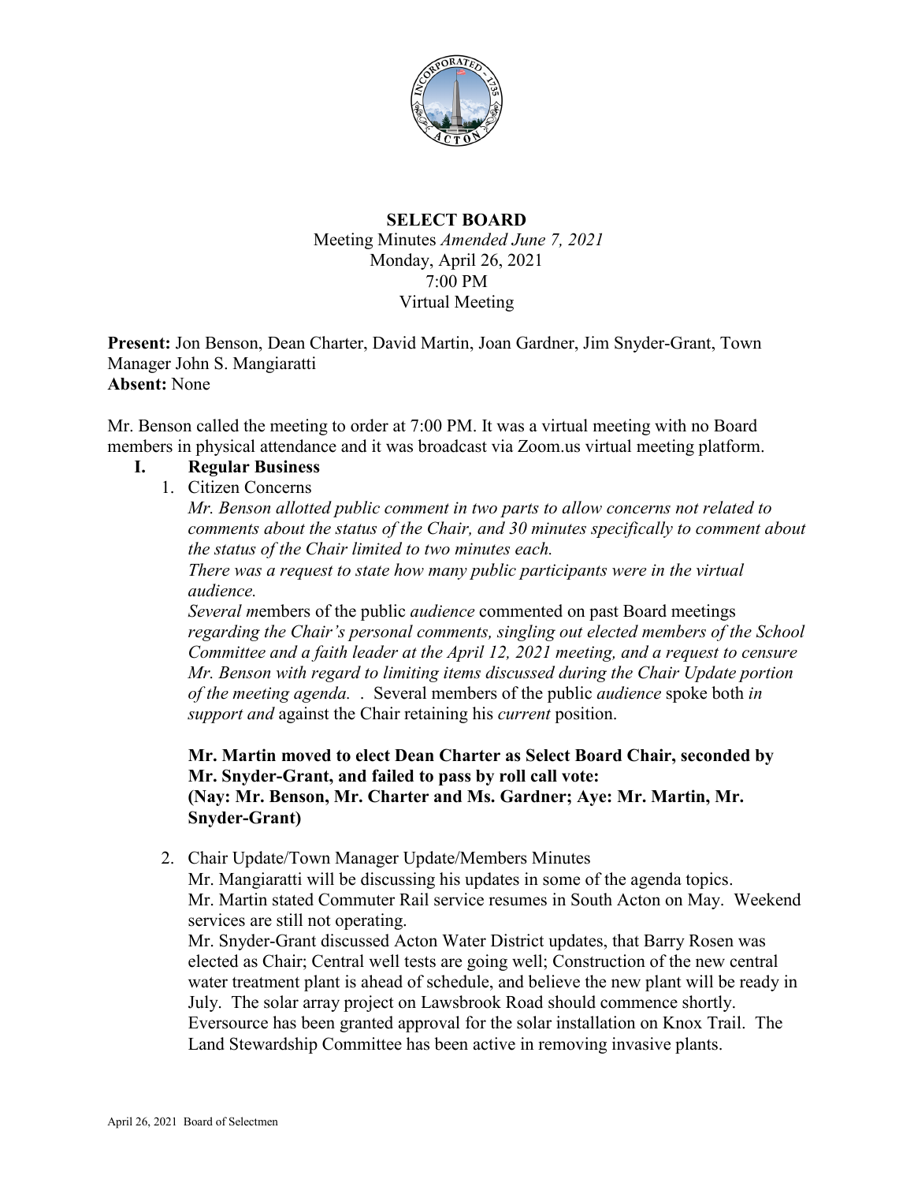**SELECT BOARD**

Meeting Minutes *Amended June 7, 2021*

Monday, April 26, 2021

7:00 PM

Virtual Meeting

**Present:** Jon Benson, Dean Charter, David Martin, Joan Gardner, Jim Snyder-Grant, Town Manager John S. Mangiaratti

**Absent:** None

Mr. Benson called the meeting to order at 7:00 PM. It was a virtual meeting with no Board members in physical attendance and it was broadcast via Zoom.us virtual meeting platform.

## I. Regular Business

1. Citizen Concerns

   *Mr. Benson allotted public comment in two parts to allow concerns not related to comments about the status of the Chair, and 30 minutes specifically to comment about the status of the Chair limited to two minutes each.*

   *There was a request to state how many public participants were in the virtual audience.*

   *Several m*embers of the public *audience* commented on past Board meetings *regarding the Chair's personal comments, singling out elected members of the School Committee and a faith leader at the April 12, 2021 meeting, and a request to censure Mr. Benson with regard to limiting items discussed during the Chair Update portion of the meeting agenda.* . Several members of the public *audience* spoke both *in support and* against the Chair retaining his *current* position.

   **Mr. Martin moved to elect Dean Charter as Select Board Chair, seconded by Mr. Snyder-Grant, and failed to pass by roll call vote: (Nay: Mr. Benson, Mr. Charter and Ms. Gardner; Aye: Mr. Martin, Mr. Snyder-Grant)**

2. Chair Update/Town Manager Update/Members Minutes

   Mr. Mangiaratti will be discussing his updates in some of the agenda topics.

   Mr. Martin stated Commuter Rail service resumes in South Acton on May. Weekend services are still not operating.

   Mr. Snyder-Grant discussed Acton Water District updates, that Barry Rosen was elected as Chair; Central well tests are going well; Construction of the new central water treatment plant is ahead of schedule, and believe the new plant will be ready in July. The solar array project on Lawsbrook Road should commence shortly. Eversource has been granted approval for the solar installation on Knox Trail. The Land Stewardship Committee has been active in removing invasive plants.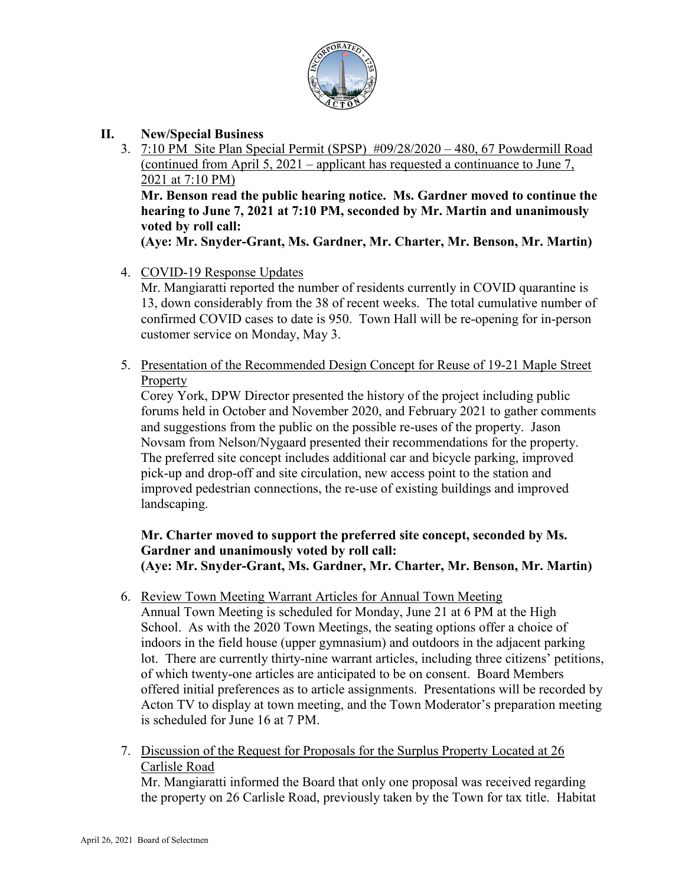## II. New/Special Business

3. 7:10 PM Site Plan Special Permit (SPSP) #09/28/2020 – 480, 67 Powdermill Road (continued from April 5, 2021 – applicant has requested a continuance to June 7, 2021 at 7:10 PM)

   **Mr. Benson read the public hearing notice. Ms. Gardner moved to continue the hearing to June 7, 2021 at 7:10 PM, seconded by Mr. Martin and unanimously voted by roll call:**
   **(Aye: Mr. Snyder-Grant, Ms. Gardner, Mr. Charter, Mr. Benson, Mr. Martin)**

4. COVID-19 Response Updates

   Mr. Mangiaratti reported the number of residents currently in COVID quarantine is 13, down considerably from the 38 of recent weeks. The total cumulative number of confirmed COVID cases to date is 950. Town Hall will be re-opening for in-person customer service on Monday, May 3.

5. Presentation of the Recommended Design Concept for Reuse of 19-21 Maple Street Property

   Corey York, DPW Director presented the history of the project including public forums held in October and November 2020, and February 2021 to gather comments and suggestions from the public on the possible re-uses of the property. Jason Novsam from Nelson/Nygaard presented their recommendations for the property. The preferred site concept includes additional car and bicycle parking, improved pick-up and drop-off and site circulation, new access point to the station and improved pedestrian connections, the re-use of existing buildings and improved landscaping.

   **Mr. Charter moved to support the preferred site concept, seconded by Ms. Gardner and unanimously voted by roll call:**
   **(Aye: Mr. Snyder-Grant, Ms. Gardner, Mr. Charter, Mr. Benson, Mr. Martin)**

6. Review Town Meeting Warrant Articles for Annual Town Meeting

   Annual Town Meeting is scheduled for Monday, June 21 at 6 PM at the High School. As with the 2020 Town Meetings, the seating options offer a choice of indoors in the field house (upper gymnasium) and outdoors in the adjacent parking lot. There are currently thirty-nine warrant articles, including three citizens' petitions, of which twenty-one articles are anticipated to be on consent. Board Members offered initial preferences as to article assignments. Presentations will be recorded by Acton TV to display at town meeting, and the Town Moderator's preparation meeting is scheduled for June 16 at 7 PM.

7. Discussion of the Request for Proposals for the Surplus Property Located at 26 Carlisle Road

   Mr. Mangiaratti informed the Board that only one proposal was received regarding the property on 26 Carlisle Road, previously taken by the Town for tax title. Habitat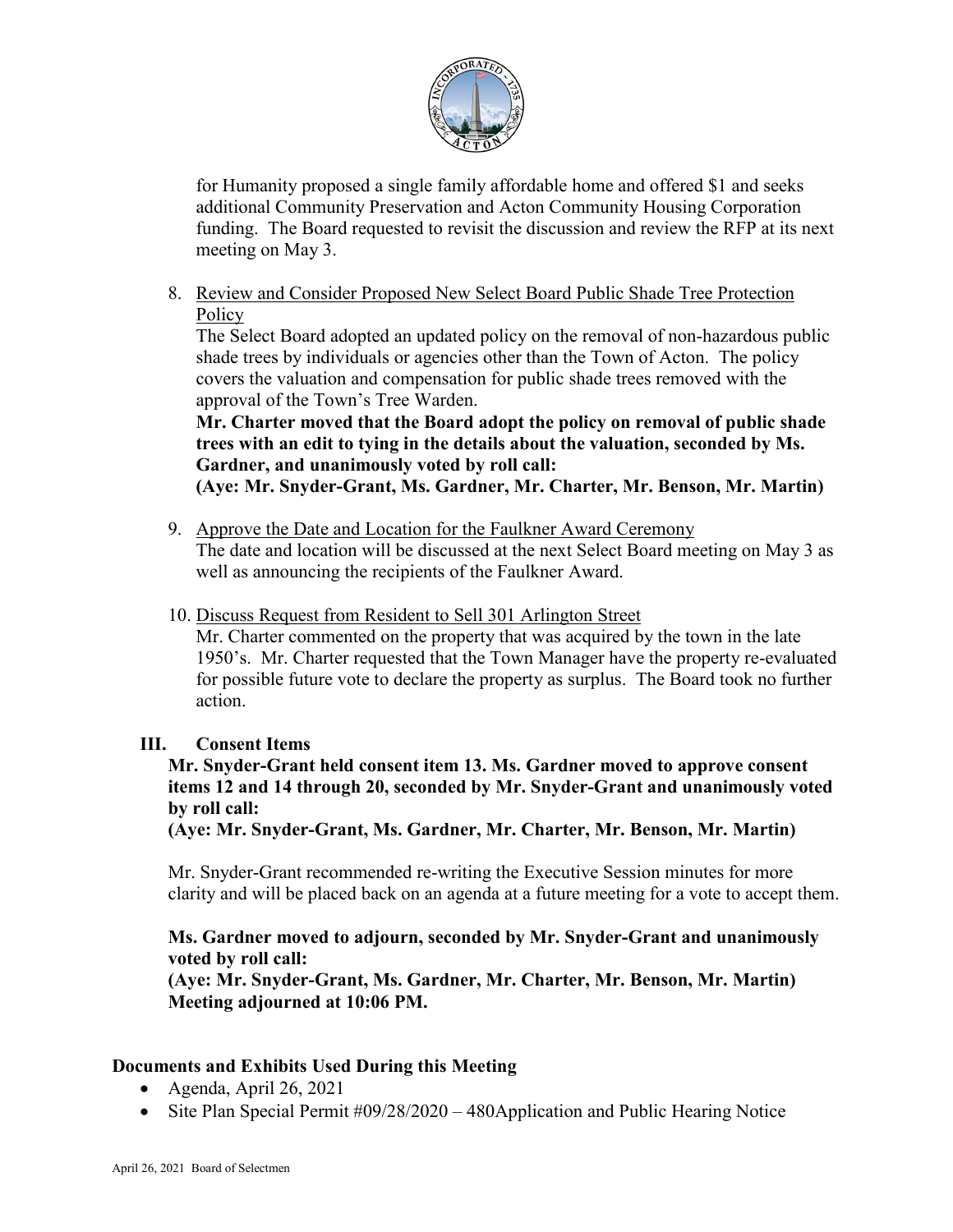for Humanity proposed a single family affordable home and offered $1 and seeks additional Community Preservation and Acton Community Housing Corporation funding. The Board requested to revisit the discussion and review the RFP at its next meeting on May 3.

8. Review and Consider Proposed New Select Board Public Shade Tree Protection Policy

   The Select Board adopted an updated policy on the removal of non-hazardous public shade trees by individuals or agencies other than the Town of Acton. The policy covers the valuation and compensation for public shade trees removed with the approval of the Town's Tree Warden.

   **Mr. Charter moved that the Board adopt the policy on removal of public shade trees with an edit to tying in the details about the valuation, seconded by Ms. Gardner, and unanimously voted by roll call:**
   **(Aye: Mr. Snyder-Grant, Ms. Gardner, Mr. Charter, Mr. Benson, Mr. Martin)**

9. Approve the Date and Location for the Faulkner Award Ceremony

   The date and location will be discussed at the next Select Board meeting on May 3 as well as announcing the recipients of the Faulkner Award.

10. Discuss Request from Resident to Sell 301 Arlington Street

    Mr. Charter commented on the property that was acquired by the town in the late 1950's. Mr. Charter requested that the Town Manager have the property re-evaluated for possible future vote to declare the property as surplus. The Board took no further action.

## III. Consent Items

**Mr. Snyder-Grant held consent item 13. Ms. Gardner moved to approve consent items 12 and 14 through 20, seconded by Mr. Snyder-Grant and unanimously voted by roll call:**
**(Aye: Mr. Snyder-Grant, Ms. Gardner, Mr. Charter, Mr. Benson, Mr. Martin)**

Mr. Snyder-Grant recommended re-writing the Executive Session minutes for more clarity and will be placed back on an agenda at a future meeting for a vote to accept them.

**Ms. Gardner moved to adjourn, seconded by Mr. Snyder-Grant and unanimously voted by roll call:**
**(Aye: Mr. Snyder-Grant, Ms. Gardner, Mr. Charter, Mr. Benson, Mr. Martin)**
**Meeting adjourned at 10:06 PM.**

## Documents and Exhibits Used During this Meeting

- Agenda, April 26, 2021
- Site Plan Special Permit #09/28/2020 – 480Application and Public Hearing Notice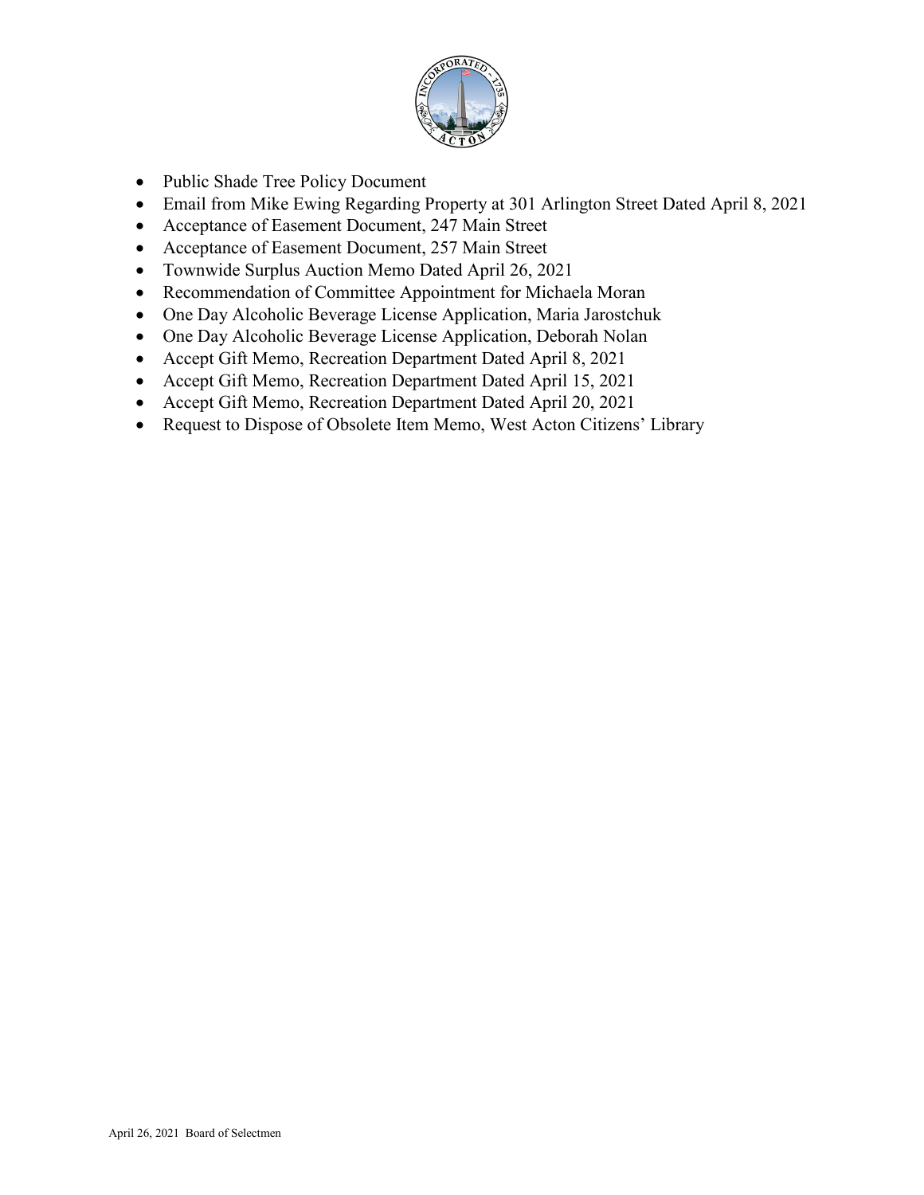- Public Shade Tree Policy Document
- Email from Mike Ewing Regarding Property at 301 Arlington Street Dated April 8, 2021
- Acceptance of Easement Document, 247 Main Street
- Acceptance of Easement Document, 257 Main Street
- Townwide Surplus Auction Memo Dated April 26, 2021
- Recommendation of Committee Appointment for Michaela Moran
- One Day Alcoholic Beverage License Application, Maria Jarostchuk
- One Day Alcoholic Beverage License Application, Deborah Nolan
- Accept Gift Memo, Recreation Department Dated April 8, 2021
- Accept Gift Memo, Recreation Department Dated April 15, 2021
- Accept Gift Memo, Recreation Department Dated April 20, 2021
- Request to Dispose of Obsolete Item Memo, West Acton Citizens' Library